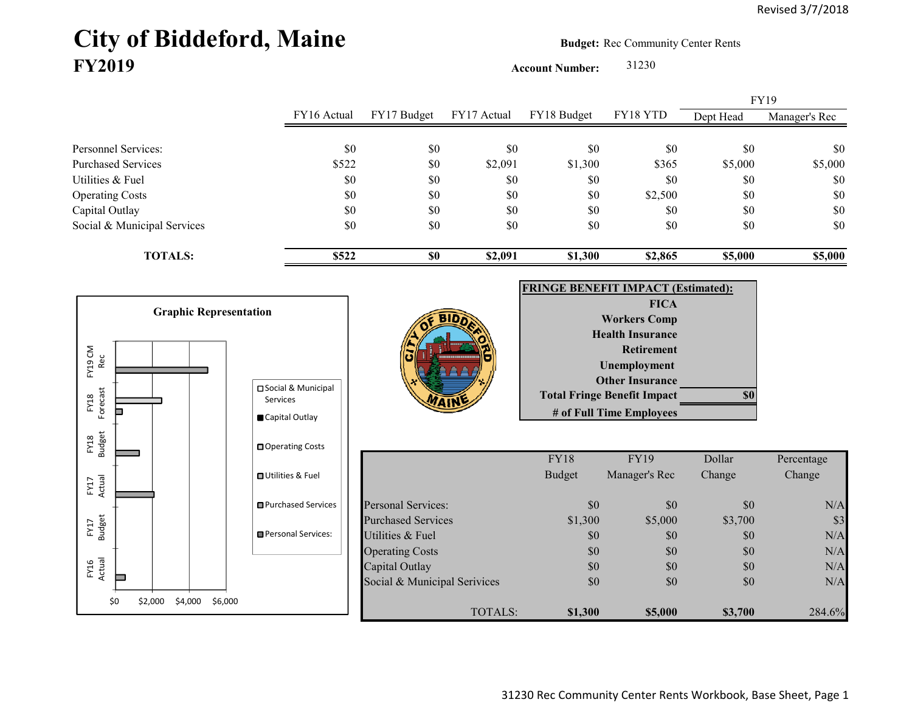Revised 3/7/2018

# City of Biddeford, Maine
## FY2019

**Budget:** Rec Community Center Rents

**Account Number:** 31230

| | FY16 Actual | FY17 Budget | FY17 Actual | FY18 Budget | FY18 YTD | FY19 Dept Head | FY19 Manager's Rec |
|---|---|---|---|---|---|---|---|
| Personnel Services: | $0 | $0 | $0 | $0 | $0 | $0 | $0 |
| Purchased Services | $522 | $0 | $2,091 | $1,300 | $365 | $5,000 | $5,000 |
| Utilities & Fuel | $0 | $0 | $0 | $0 | $0 | $0 | $0 |
| Operating Costs | $0 | $0 | $0 | $0 | $2,500 | $0 | $0 |
| Capital Outlay | $0 | $0 | $0 | $0 | $0 | $0 | $0 |
| Social & Municipal Services | $0 | $0 | $0 | $0 | $0 | $0 | $0 |
| **TOTALS:** | **$522** | **$0** | **$2,091** | **$1,300** | **$2,865** | **$5,000** | **$5,000** |

**Graphic Representation**

Chart categories: FY19 CM Rec, FY18 Forecast, FY18 Budget, FY17 Actual, FY17 Budget, FY16 Actual. Axis: $0, $2,000, $4,000, $6,000. Legend: Social & Municipal Services, Capital Outlay, Operating Costs, Utilities & Fuel, Purchased Services, Personal Services:

**FRINGE BENEFIT IMPACT (Estimated):**

| | |
|---|---|
| FICA | |
| Workers Comp | |
| Health Insurance | |
| Retirement | |
| Unemployment | |
| Other Insurance | |
| **Total Fringe Benefit Impact** | **$0** |
| # of Full Time Employees | |

| | FY18 Budget | FY19 Manager's Rec | Dollar Change | Percentage Change |
|---|---|---|---|---|
| Personal Services: | $0 | $0 | $0 | N/A |
| Purchased Services | $1,300 | $5,000 | $3,700 | $3 |
| Utilities & Fuel | $0 | $0 | $0 | N/A |
| Operating Costs | $0 | $0 | $0 | N/A |
| Capital Outlay | $0 | $0 | $0 | N/A |
| Social & Municipal Services | $0 | $0 | $0 | N/A |
| TOTALS: | **$1,300** | **$5,000** | **$3,700** | 284.6% |

31230 Rec Community Center Rents Workbook, Base Sheet, Page 1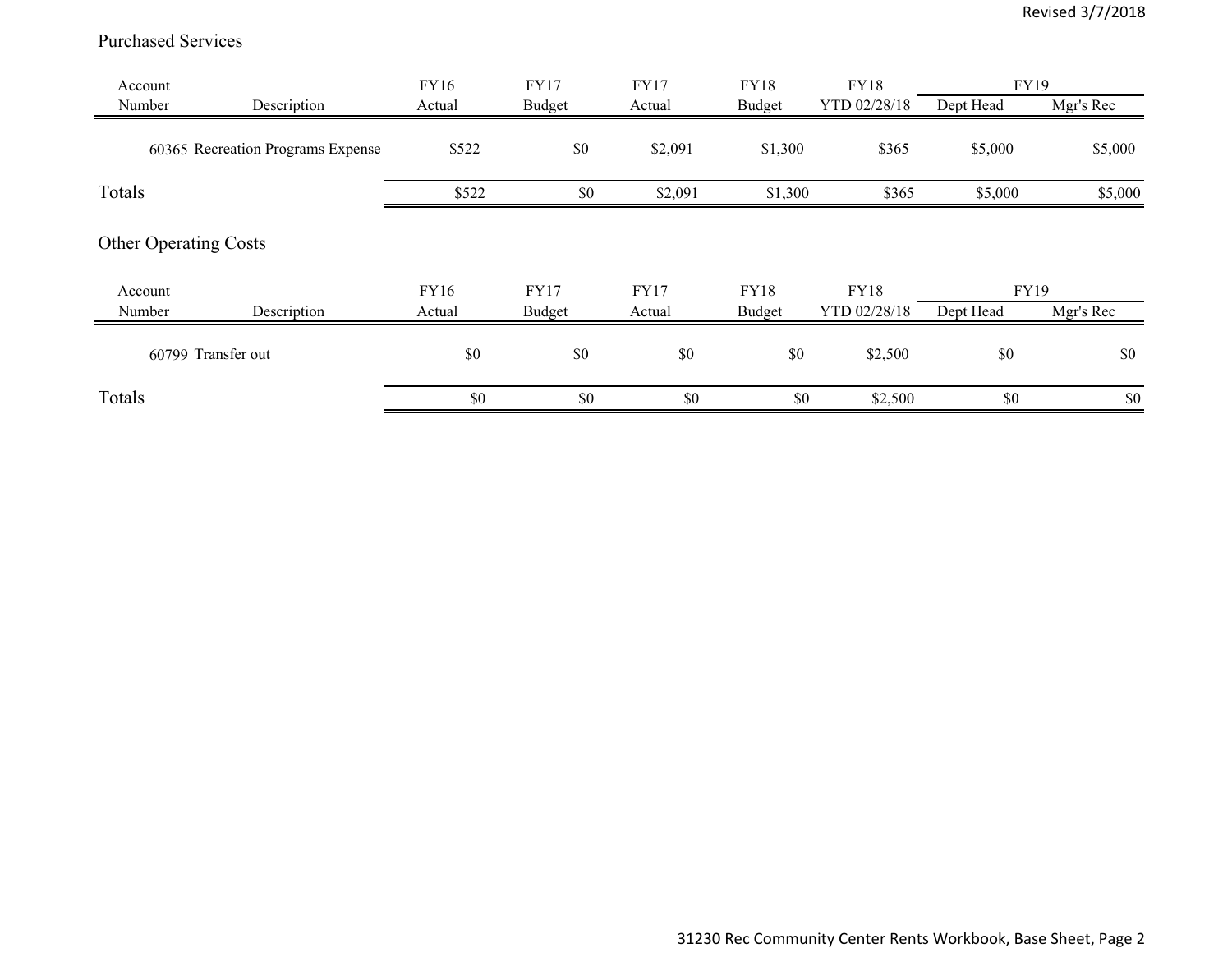## Purchased Services

| Account Number | Description | FY16 Actual | FY17 Budget | FY17 Actual | FY18 Budget | FY18 YTD 02/28/18 | FY19 Dept Head | FY19 Mgr's Rec |
|---|---|---|---|---|---|---|---|---|
| 60365 | Recreation Programs Expense | $522 | $0 | $2,091 | $1,300 | $365 | $5,000 | $5,000 |
| Totals | | $522 | $0 | $2,091 | $1,300 | $365 | $5,000 | $5,000 |

## Other Operating Costs

| Account Number | Description | FY16 Actual | FY17 Budget | FY17 Actual | FY18 Budget | FY18 YTD 02/28/18 | FY19 Dept Head | FY19 Mgr's Rec |
|---|---|---|---|---|---|---|---|---|
| 60799 | Transfer out | $0 | $0 | $0 | $0 | $2,500 | $0 | $0 |
| Totals | | $0 | $0 | $0 | $0 | $2,500 | $0 | $0 |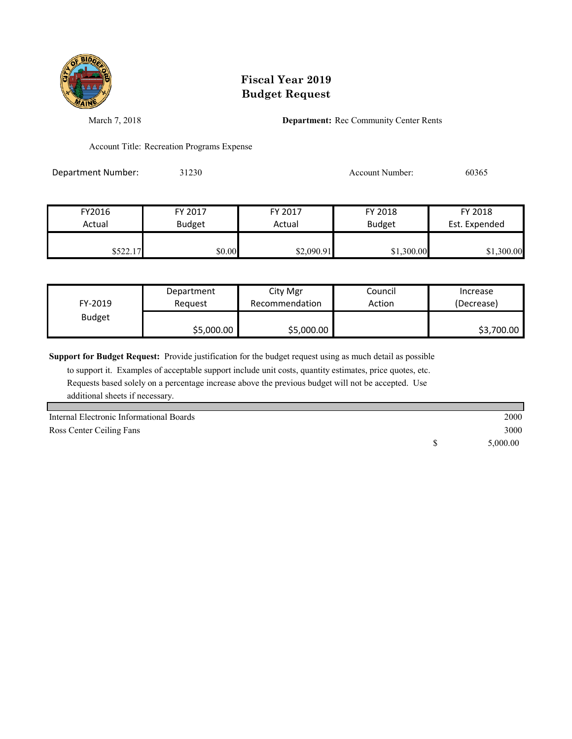# Fiscal Year 2019
# Budget Request

March 7, 2018

**Department:** Rec Community Center Rents

Account Title: Recreation Programs Expense

Department Number: 31230

Account Number: 60365

| FY2016 Actual | FY 2017 Budget | FY 2017 Actual | FY 2018 Budget | FY 2018 Est. Expended |
|---|---|---|---|---|
| $522.17 | $0.00 | $2,090.91 | $1,300.00 | $1,300.00 |

| FY-2019 Budget | Department Request | City Mgr Recommendation | Council Action | Increase (Decrease) |
|---|---|---|---|---|
| | $5,000.00 | $5,000.00 | | $3,700.00 |

**Support for Budget Request:** Provide justification for the budget request using as much detail as possible to support it. Examples of acceptable support include unit costs, quantity estimates, price quotes, etc. Requests based solely on a percentage increase above the previous budget will not be accepted. Use additional sheets if necessary.

| | |
|---|---|
| Internal Electronic Informational Boards | 2000 |
| Ross Center Ceiling Fans | 3000 |
| | $ 5,000.00 |